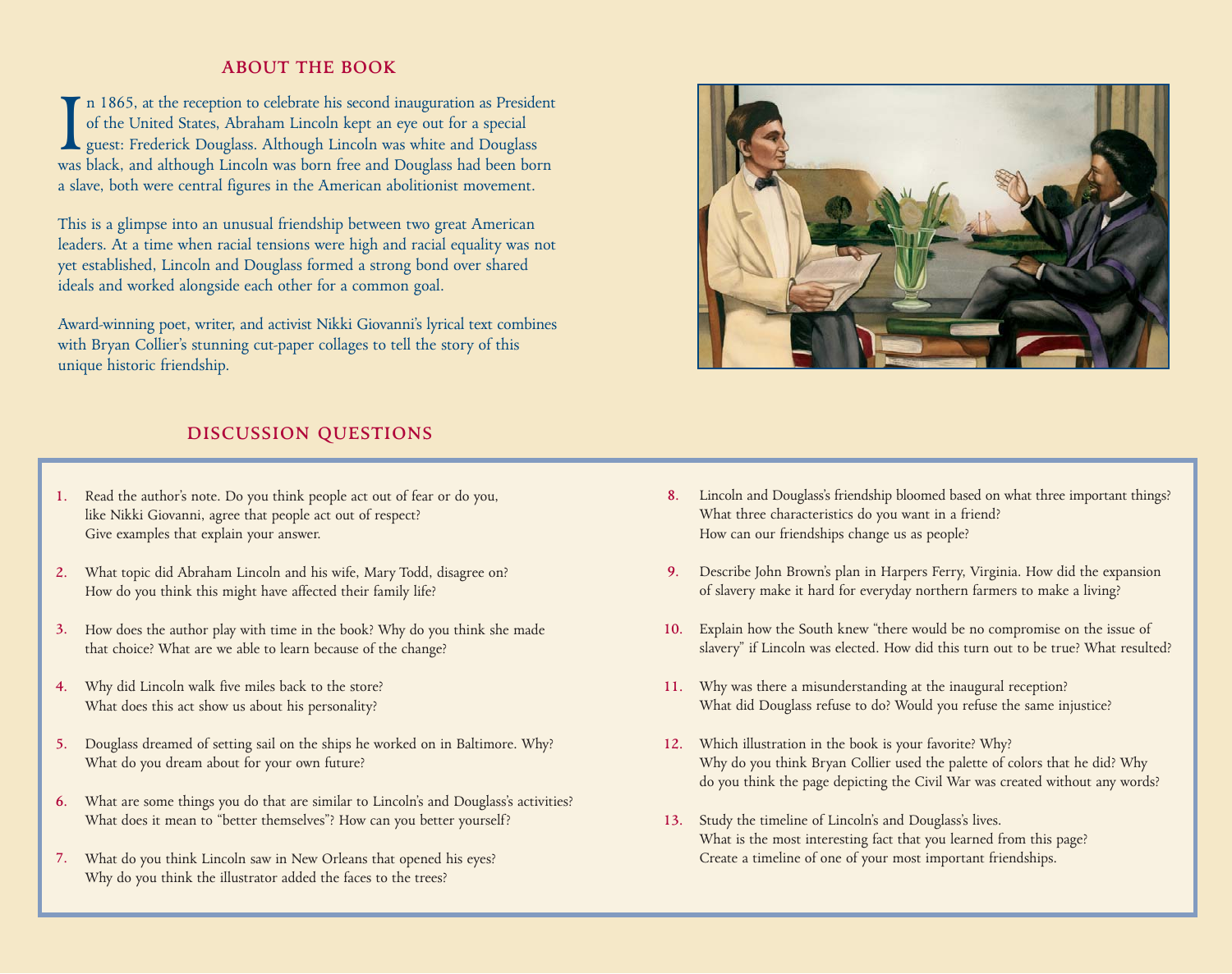## ABOUT THE BOOK

In 1865, at the reception to celebrate his second inauguration as President of the United States, Abraham Lincoln kept an eye out for a special guest: Frederick Douglass. Although Lincoln was white and Douglass was black, and although Lincoln was born free and Douglass had been born a slave, both were central figures in the American abolitionist movement.

This is a glimpse into an unusual friendship between two great American leaders. At a time when racial tensions were high and racial equality was not yet established, Lincoln and Douglass formed a strong bond over shared ideals and worked alongside each other for a common goal.

Award-winning poet, writer, and activist Nikki Giovanni's lyrical text combines with Bryan Collier's stunning cut-paper collages to tell the story of this unique historic friendship.

## DISCUSSION QUESTIONS

1. Read the author's note. Do you think people act out of fear or do you, like Nikki Giovanni, agree that people act out of respect? Give examples that explain your answer.

2. What topic did Abraham Lincoln and his wife, Mary Todd, disagree on? How do you think this might have affected their family life?

3. How does the author play with time in the book? Why do you think she made that choice? What are we able to learn because of the change?

4. Why did Lincoln walk five miles back to the store? What does this act show us about his personality?

5. Douglass dreamed of setting sail on the ships he worked on in Baltimore. Why? What do you dream about for your own future?

6. What are some things you do that are similar to Lincoln's and Douglass's activities? What does it mean to "better themselves"? How can you better yourself?

7. What do you think Lincoln saw in New Orleans that opened his eyes? Why do you think the illustrator added the faces to the trees?

8. Lincoln and Douglass's friendship bloomed based on what three important things? What three characteristics do you want in a friend? How can our friendships change us as people?

9. Describe John Brown's plan in Harpers Ferry, Virginia. How did the expansion of slavery make it hard for everyday northern farmers to make a living?

10. Explain how the South knew "there would be no compromise on the issue of slavery" if Lincoln was elected. How did this turn out to be true? What resulted?

11. Why was there a misunderstanding at the inaugural reception? What did Douglass refuse to do? Would you refuse the same injustice?

12. Which illustration in the book is your favorite? Why? Why do you think Bryan Collier used the palette of colors that he did? Why do you think the page depicting the Civil War was created without any words?

13. Study the timeline of Lincoln's and Douglass's lives. What is the most interesting fact that you learned from this page? Create a timeline of one of your most important friendships.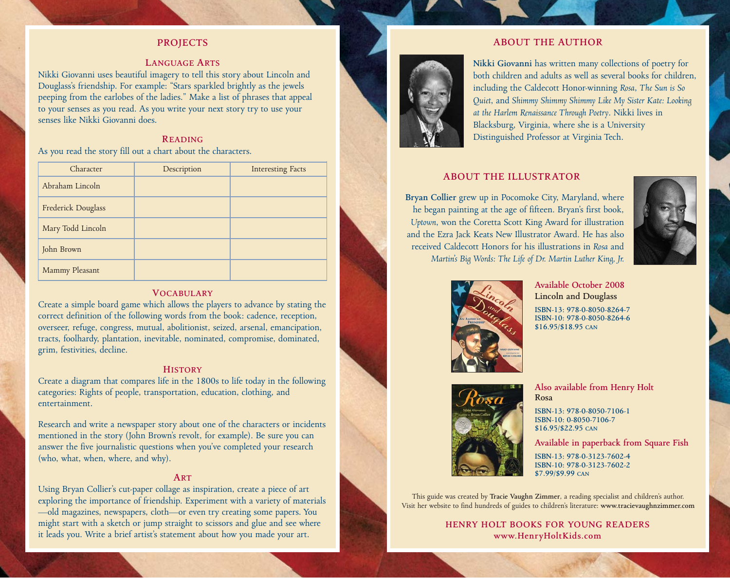## PROJECTS

### Language Arts

Nikki Giovanni uses beautiful imagery to tell this story about Lincoln and Douglass's friendship. For example: "Stars sparkled brightly as the jewels peeping from the earlobes of the ladies." Make a list of phrases that appeal to your senses as you read. As you write your next story try to use your senses like Nikki Giovanni does.

### Reading

As you read the story fill out a chart about the characters.

| Character | Description | Interesting Facts |
|---|---|---|
| Abraham Lincoln | | |
| Frederick Douglass | | |
| Mary Todd Lincoln | | |
| John Brown | | |
| Mammy Pleasant | | |

### Vocabulary

Create a simple board game which allows the players to advance by stating the correct definition of the following words from the book: cadence, reception, overseer, refuge, congress, mutual, abolitionist, seized, arsenal, emancipation, tracts, foolhardy, plantation, inevitable, nominated, compromise, dominated, grim, festivities, decline.

### History

Create a diagram that compares life in the 1800s to life today in the following categories: Rights of people, transportation, education, clothing, and entertainment.

Research and write a newspaper story about one of the characters or incidents mentioned in the story (John Brown's revolt, for example). Be sure you can answer the five journalistic questions when you've completed your research (who, what, when, where, and why).

### Art

Using Bryan Collier's cut-paper collage as inspiration, create a piece of art exploring the importance of friendship. Experiment with a variety of materials—old magazines, newspapers, cloth—or even try creating some papers. You might start with a sketch or jump straight to scissors and glue and see where it leads you. Write a brief artist's statement about how you made your art.

## ABOUT THE AUTHOR

**Nikki Giovanni** has written many collections of poetry for both children and adults as well as several books for children, including the Caldecott Honor-winning *Rosa*, *The Sun is So Quiet*, and *Shimmy Shimmy Shimmy Like My Sister Kate: Looking at the Harlem Renaissance Through Poetry*. Nikki lives in Blacksburg, Virginia, where she is a University Distinguished Professor at Virginia Tech.

## ABOUT THE ILLUSTRATOR

**Bryan Collier** grew up in Pocomoke City, Maryland, where he began painting at the age of fifteen. Bryan's first book, *Uptown*, won the Coretta Scott King Award for illustration and the Ezra Jack Keats New Illustrator Award. He has also received Caldecott Honors for his illustrations in *Rosa* and *Martin's Big Words: The Life of Dr. Martin Luther King, Jr.*

**Available October 2008**
**Lincoln and Douglass**
ISBN-13: 978-0-8050-8264-7
ISBN-10: 978-0-8050-8264-6
$16.95/$18.95 CAN

**Also available from Henry Holt**
**Rosa**
ISBN-13: 978-0-8050-7106-1
ISBN-10: 0-8050-7106-7
$16.95/$22.95 CAN

**Available in paperback from Square Fish**
ISBN-13: 978-0-3123-7602-4
ISBN-10: 978-0-3123-7602-2
$7.99/$9.99 CAN

This guide was created by **Tracie Vaughn Zimmer**, a reading specialist and children's author. Visit her website to find hundreds of guides to children's literature: **www.tracievaughnzimmer.com**

HENRY HOLT BOOKS FOR YOUNG READERS
www.HenryHoltKids.com